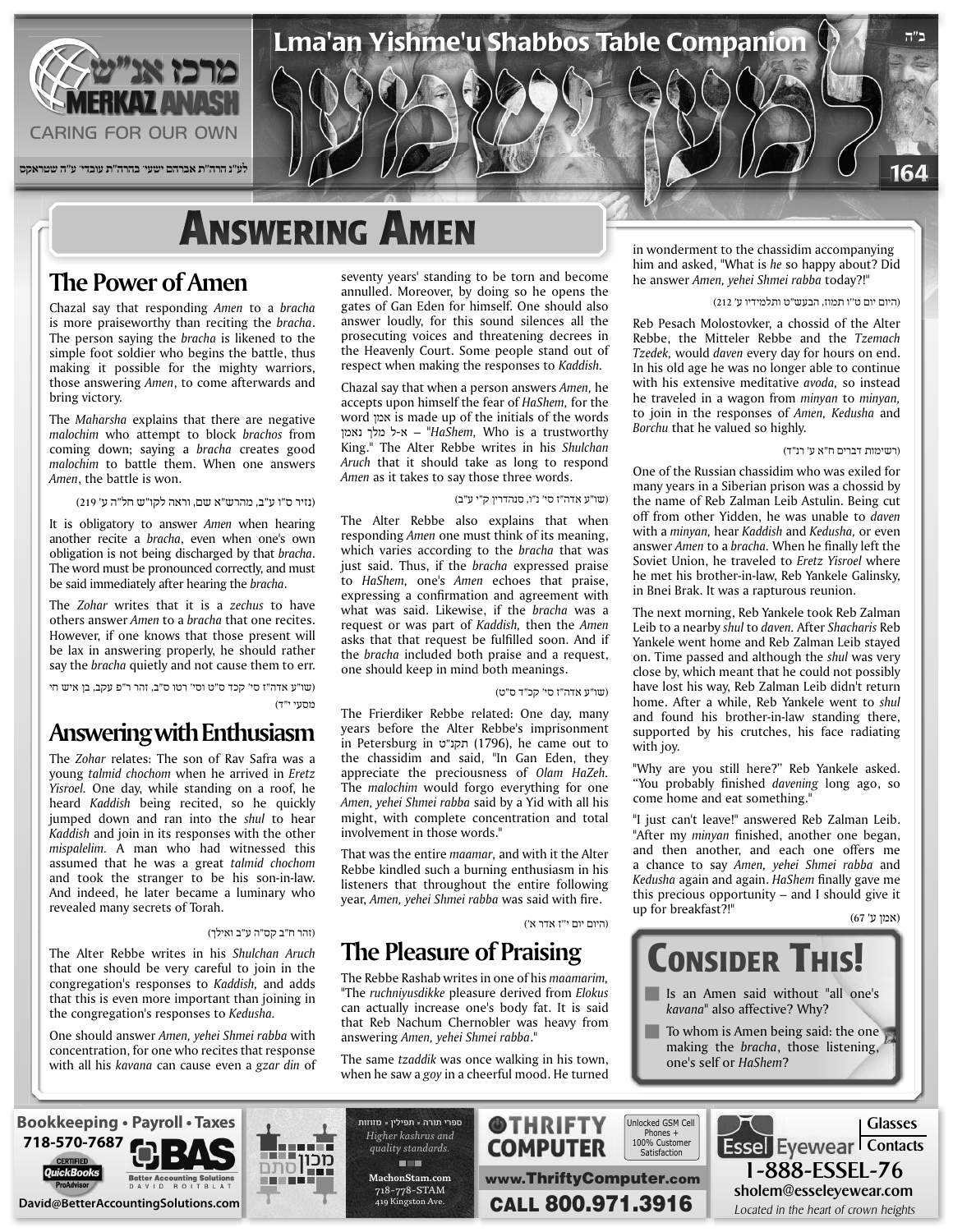# Answering Amen

## The Power of Amen

Chazal say that responding *Amen* to a *bracha* is more praiseworthy than reciting the *bracha*. The person saying the *bracha* is likened to the simple foot soldier who begins the battle, thus making it possible for the mighty warriors, those answering *Amen*, to come afterwards and bring victory.

The *Maharsha* explains that there are negative *malochim* who attempt to block *brachos* from coming down; saying a *bracha* creates good *malochim* to battle them. When one answers *Amen*, the battle is won.

(נזיר ס"ו ע"ב, מהרש"א שם, וראה לקו"ש חל"ה ע' 219)

It is obligatory to answer *Amen* when hearing another recite a *bracha*, even when one's own obligation is not being discharged by that *bracha*. The word must be pronounced correctly, and must be said immediately after hearing the *bracha*.

The *Zohar* writes that it is a *zechus* to have others answer *Amen* to a *bracha* that one recites. However, if one knows that those present will be lax in answering properly, he should rather say the *bracha* quietly and not cause them to err.

(שו"ע אדה"ז סי' קכד ס"ט וסי' רטו ס"ב, זהר ר"פ עקב, בן איש חי מסעי י"ד)

## Answering with Enthusiasm

The *Zohar* relates: The son of Rav Safra was a young *talmid chochom* when he arrived in *Eretz Yisroel*. One day, while standing on a roof, he heard *Kaddish* being recited, so he quickly jumped down and ran into the *shul* to hear *Kaddish* and join in its responses with the other *mispalelim*. A man who had witnessed this assumed that he was a great *talmid chochom* and took the stranger to be his son-in-law. And indeed, he later became a luminary who revealed many secrets of Torah.

(זהר ח"ב קס"ה ע"ב ואילך)

The Alter Rebbe writes in his *Shulchan Aruch* that one should be very careful to join in the congregation's responses to *Kaddish*, and adds that this is even more important than joining in the congregation's responses to *Kedusha*.

One should answer *Amen, yehei Shmei rabba* with concentration, for one who recites that response with all his *kavana* can cause even a *gzar din* of seventy years' standing to be torn and become annulled. Moreover, by doing so he opens the gates of Gan Eden for himself. One should also answer loudly, for this sound silences all the prosecuting voices and threatening decrees in the Heavenly Court. Some people stand out of respect when making the responses to *Kaddish*.

Chazal say that when a person answers *Amen*, he accepts upon himself the fear of *HaShem*, for the word אמן is made up of the initials of the words א-ל מלך נאמן – "*HaShem*, Who is a trustworthy King." The Alter Rebbe writes in his *Shulchan Aruch* that it should take as long to respond *Amen* as it takes to say those three words.

(שו"ע אדה"ז סי' נ"ו, סנהדרין קי"ו ע"ב)

The Alter Rebbe also explains that when responding *Amen* one must think of its meaning, which varies according to the *bracha* that was just said. Thus, if the *bracha* expressed praise to *HaShem*, one's *Amen* echoes that praise, expressing a confirmation and agreement with what was said. Likewise, if the *bracha* was a request or was part of *Kaddish*, then the *Amen* asks that that request be fulfilled soon. And if the *bracha* included both praise and a request, one should keep in mind both meanings.

(שו"ע אדה"ז סי' קכ"ד ס"ט)

The Frierdiker Rebbe related: One day, many years before the Alter Rebbe's imprisonment in Petersburg in תקנ"ט (1796), he came out to the chassidim and said, "In Gan Eden, they appreciate the preciousness of *Olam HaZeh*. The *malochim* would forgo everything for one *Amen, yehei Shmei rabba* said by a Yid with all his might, with complete concentration and total involvement in those words."

That was the entire *maamar*, and with it the Alter Rebbe kindled such a burning enthusiasm in his listeners that throughout the entire following year, *Amen, yehei Shmei rabba* was said with fire.

(היום יום י"ז אדר א')

## The Pleasure of Praising

The Rebbe Rashab writes in one of his *maamarim*, "The *ruchniyusdikke* pleasure derived from *Elokus* can actually increase one's body fat. It is said that Reb Nachum Chernobler was heavy from answering *Amen, yehei Shmei rabba*."

The same *tzaddik* was once walking in his town, when he saw a *goy* in a cheerful mood. He turned in wonderment to the chassidim accompanying him and asked, "What is *he* so happy about? Did he answer *Amen, yehei Shmei rabba* today?!"

(היום יום ט"ו תמוז, הבעש"ט ותלמידיו ע' 212)

Reb Pesach Molostovker, a chossid of the Alter Rebbe, the Mitteler Rebbe and the *Tzemach Tzedek*, would *daven* every day for hours on end. In his old age he was no longer able to continue with his extensive meditative *avoda*, so instead he traveled in a wagon from *minyan* to *minyan*, to join in the responses of *Amen, Kedusha* and *Borchu* that he valued so highly.

(רשימות דברים ח"א ע' רנ"ד)

One of the Russian chassidim who was exiled for many years in a Siberian prison was a chossid by the name of Reb Zalman Leib Astulin. Being cut off from other Yidden, he was unable to *daven* with a *minyan*, hear *Kaddish* and *Kedusha*, or even answer *Amen* to a *bracha*. When he finally left the Soviet Union, he traveled to *Eretz Yisroel* where he met his brother-in-law, Reb Yankele Galinsky, in Bnei Brak. It was a rapturous reunion.

The next morning, Reb Yankele took Reb Zalman Leib to a nearby *shul* to *daven*. After *Shacharis* Reb Yankele went home and Reb Zalman Leib stayed on. Time passed and although the *shul* was very close by, which meant that he could not possibly have lost his way, Reb Zalman Leib didn't return home. After a while, Reb Yankele went to *shul* and found his brother-in-law standing there, supported by his crutches, his face radiating with joy.

"Why are you still here?" Reb Yankele asked. "You probably finished *davening* long ago, so come home and eat something."

"I just can't leave!" answered Reb Zalman Leib. "After my *minyan* finished, another one began, and then another, and each one offers me a chance to say *Amen, yehei Shmei rabba* and *Kedusha* again and again. *HaShem* finally gave me this precious opportunity – and I should give it up for breakfast?!"

(אמן ע' 67)

## Consider This!

- Is an Amen said without "all one's *kavana*" also affective? Why?
- To whom is Amen being said: the one making the *bracha*, those listening, one's self or *HaShem*?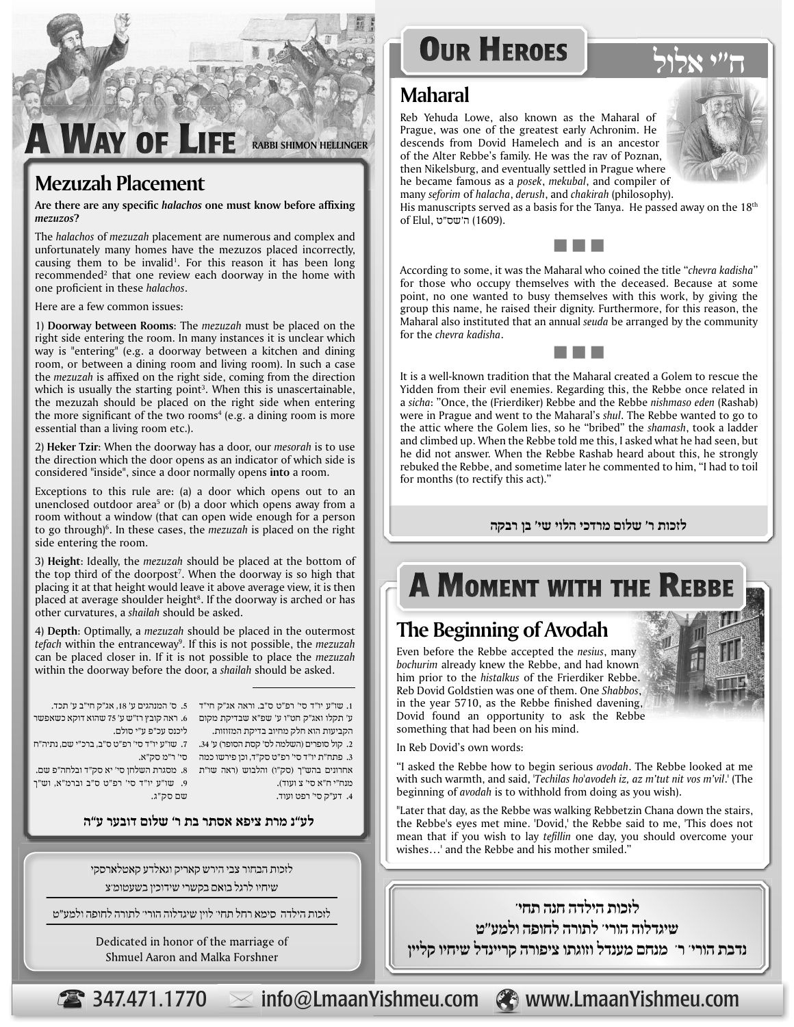# A Way of Life

RABBI SHIMON HELLINGER

## Mezuzah Placement

**Are there are any specific *halachos* one must know before affixing *mezuzos*?**

The *halachos* of *mezuzah* placement are numerous and complex and unfortunately many homes have the mezuzos placed incorrectly, causing them to be invalid[1]. For this reason it has been long recommended[2] that one review each doorway in the home with one proficient in these *halachos*.

Here are a few common issues:

1) **Doorway between Rooms**: The *mezuzah* must be placed on the right side entering the room. In many instances it is unclear which way is "entering" (e.g. a doorway between a kitchen and dining room, or between a dining room and living room). In such a case the *mezuzah* is affixed on the right side, coming from the direction which is usually the starting point[3]. When this is unascertainable, the mezuzah should be placed on the right side when entering the more significant of the two rooms[4] (e.g. a dining room is more essential than a living room etc.).

2) **Heker Tzir**: When the doorway has a door, our *mesorah* is to use the direction which the door opens as an indicator of which side is considered "inside", since a door normally opens **into** a room.

Exceptions to this rule are: (a) a door which opens out to an unenclosed outdoor area[5] or (b) a door which opens away from a room without a window (that can open wide enough for a person to go through)[6]. In these cases, the *mezuzah* is placed on the right side entering the room.

3) **Height**: Ideally, the *mezuzah* should be placed at the bottom of the top third of the doorpost[7]. When the doorway is so high that placing it at that height would leave it above average view, it is then placed at average shoulder height[8]. If the doorway is arched or has other curvatures, a *shailah* should be asked.

4) **Depth**: Optimally, a *mezuzah* should be placed in the outermost *tefach* within the entranceway[9]. If this is not possible, the *mezuzah* can be placed closer in. If it is not possible to place the *mezuzah* within the doorway before the door, a *shailah* should be asked.

1. שו"ע יו"ד סי' רפ"ט ס"ב. וראה אג"ק חי"ד ע' תקלו ואג"ק חט"ו ע' שפ"א שבדיקת מקום הקביעות הוא חלק מחיוב בדיקת המזוזות.
2. קול סופרים (השלמה לס' קסת הסופר) ע' 34.
3. פתח"ת יו"ד סי' רפ"ט סק"ד, וכן פירשו כמה אחרונים בהש"ך (סק"ו) והלבוש (ראה שו"ת מנח"י ח"א סי' צ ועוד).
4. דע"ק סי' רפט ועוד.
5. ס' המנהגים ע' 18, אג"ק חי"ב ע' תכד.
6. ראה קובץ רז"ש ע' 75 שהוא דוקא כשאפשר ליכנס עכ"פ ע"י סולם.
7. שו"ע יו"ד סי' רפ"ט ס"ב, ברכ"י שם, נתיה"ח סי' ר"מ סק"א.
8. מסגרת השלחן סי' יא סק"ד ובלחה"פ שם.
9. שו"ע יו"ד סי' רפ"ט ס"ב וברמ"א, וש"ך שם סק"ג.

**לע"נ מרת ציפא אסתר בת ר' שלום דובער ע"ה**

לזכות הבחור צבי הירש קאריק ואלדע קאטלארסקי
שיחיו לרגל בואם בקשרי שידוכין בשעטומ"צ

לזכות הילדה סימא רחל תחי' לוין שיגדלוה הורי' לתורה לחופה ולמע"ט

Dedicated in honor of the marriage of
Shmuel Aaron and Malka Forshner

# Our Heroes

ח"י אלול

## Maharal

Reb Yehuda Lowe, also known as the Maharal of Prague, was one of the greatest early Achronim. He descends from Dovid Hamelech and is an ancestor of the Alter Rebbe's family. He was the rav of Poznan, then Nikelsburg, and eventually settled in Prague where he became famous as a *posek*, *mekubal*, and compiler of many *seforim* of *halacha*, *derush*, and *chakirah* (philosophy). His manuscripts served as a basis for the Tanya. He passed away on the 18th of Elul, ה'שס"ט (1609).

■ ■ ■

According to some, it was the Maharal who coined the title "*chevra kadisha*" for those who occupy themselves with the deceased. Because at some point, no one wanted to busy themselves with this work, by giving the group this name, he raised their dignity. Furthermore, for this reason, the Maharal also instituted that an annual *seuda* be arranged by the community for the *chevra kadisha*.

■ ■ ■

It is a well-known tradition that the Maharal created a Golem to rescue the Yidden from their evil enemies. Regarding this, the Rebbe once related in a *sicha*: "Once, the (Frierdiker) Rebbe and the Rebbe *nishmaso eden* (Rashab) were in Prague and went to the Maharal's *shul*. The Rebbe wanted to go to the attic where the Golem lies, so he "bribed" the *shamash*, took a ladder and climbed up. When the Rebbe told me this, I asked what he had seen, but he did not answer. When the Rebbe Rashab heard about this, he strongly rebuked the Rebbe, and sometime later he commented to him, "I had to toil for months (to rectify this act)."

**לזכות ר' שלום מרדכי הלוי שי' בן רבקה**

# A Moment with the Rebbe

## The Beginning of Avodah

Even before the Rebbe accepted the *nesius*, many *bochurim* already knew the Rebbe, and had known him prior to the *histalkus* of the Frierdiker Rebbe. Reb Dovid Goldstien was one of them. One *Shabbos*, in the year 5710, as the Rebbe finished davening, Dovid found an opportunity to ask the Rebbe something that had been on his mind.

In Reb Dovid's own words:

"I asked the Rebbe how to begin serious *avodah*. The Rebbe looked at me with such warmth, and said, '*Techilas ho'avodeh iz, az m'tut nit vos m'vil*.' (The beginning of *avodah* is to withhold from doing as you wish).

"Later that day, as the Rebbe was walking Rebbetzin Chana down the stairs, the Rebbe's eyes met mine. 'Dovid,' the Rebbe said to me, 'This does not mean that if you wish to lay *tefillin* one day, you should overcome your wishes…' and the Rebbe and his mother smiled."

**לזכות הילדה חנה תחי'**
**שיגדלוה הורי' לתורה לחופה ולמע"ט**
**נדבת הורי' ר' מנחם מענדל וזוגתו ציפורה קריינדל שיחיו קליין**

☎ 347.471.1770 ✉ info@LmaanYishmeu.com www.LmaanYishmeu.com